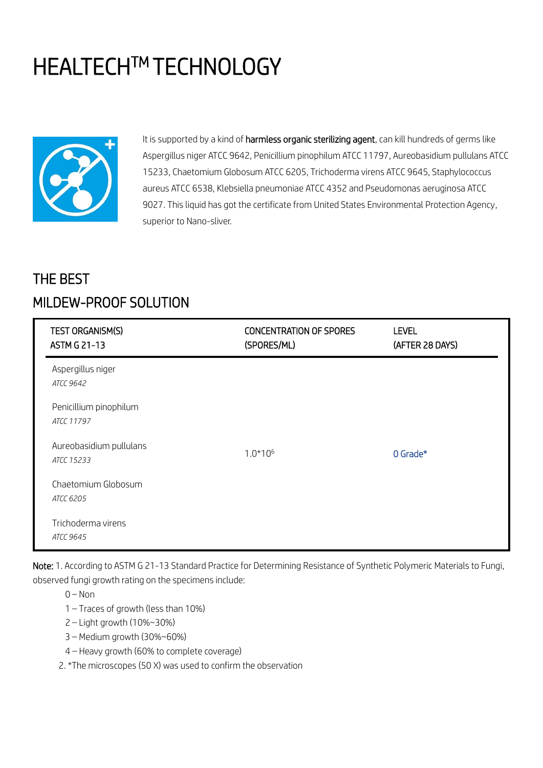# HEALTECH™ TECHNOLOGY

It is supported by a kind of **harmless organic sterilizing agent**, can kill hundreds of germs like Aspergillus niger ATCC 9642, Penicillium pinophilum ATCC 11797, Aureobasidium pullulans ATCC 15233, Chaetomium Globosum ATCC 6205, Trichoderma virens ATCC 9645, Staphylococcus aureus ATCC 6538, Klebsiella pneumoniae ATCC 4352 and Pseudomonas aeruginosa ATCC 9027. This liquid has got the certificate from United States Environmental Protection Agency, superior to Nano-sliver.

## THE BEST MILDEW-PROOF SOLUTION

| TEST ORGANISM(S) ASTM G 21-13 | CONCENTRATION OF SPORES (SPORES/ML) | LEVEL (AFTER 28 DAYS) |
|---|---|---|
| Aspergillus niger *ATCC 9642* | $1.0*10^6$ | 0 Grade* |
| Penicillium pinophilum *ATCC 11797* | | |
| Aureobasidium pullulans *ATCC 15233* | | |
| Chaetomium Globosum *ATCC 6205* | | |
| Trichoderma virens *ATCC 9645* | | |

**Note:** 1. According to ASTM G 21-13 Standard Practice for Determining Resistance of Synthetic Polymeric Materials to Fungi, observed fungi growth rating on the specimens include:

- 0 – Non
- 1 – Traces of growth (less than 10%)
- 2 – Light growth (10%~30%)
- 3 – Medium growth (30%~60%)
- 4 – Heavy growth (60% to complete coverage)

2. *The microscopes (50 X) was used to confirm the observation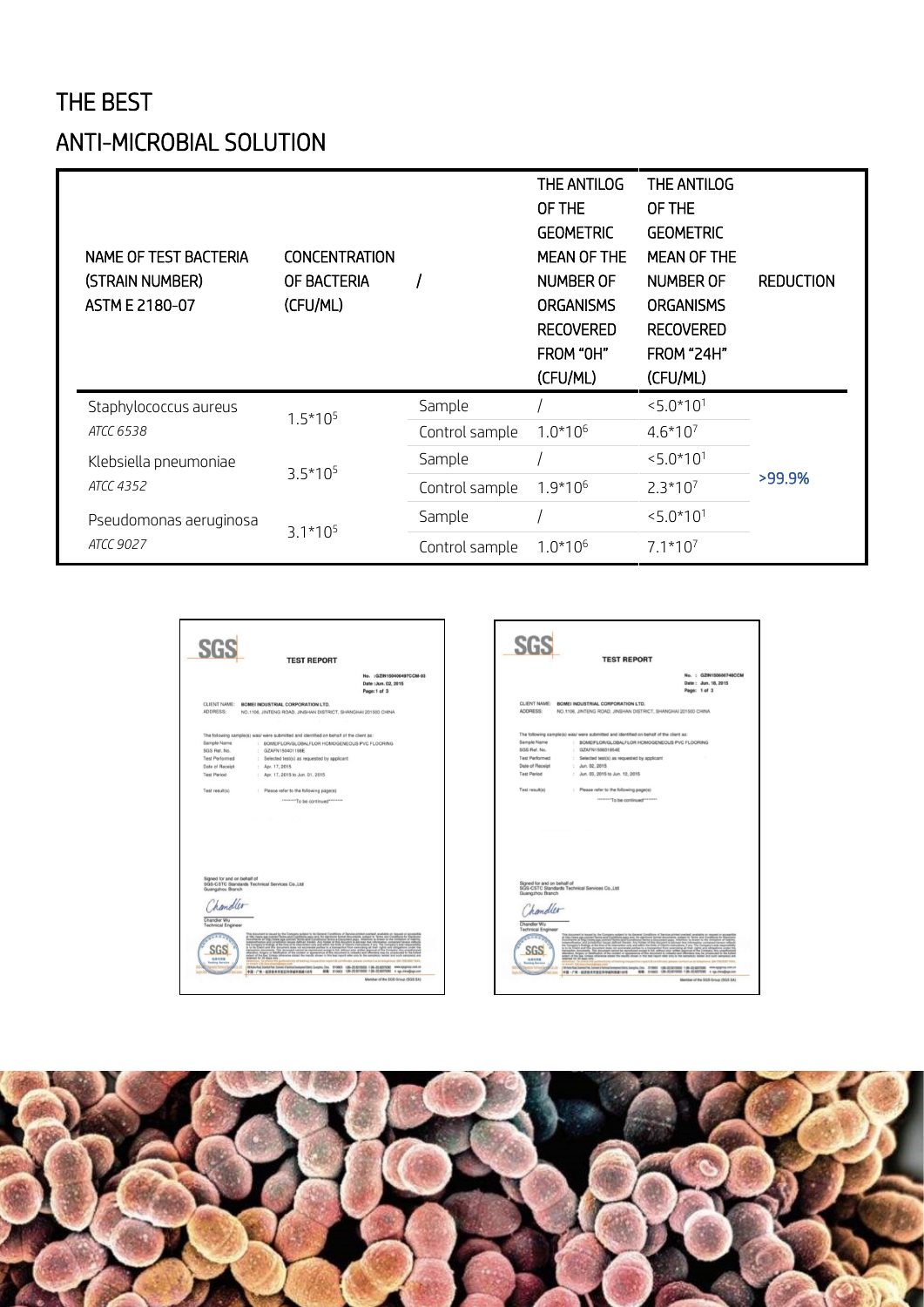# THE BEST

## ANTI-MICROBIAL SOLUTION

| NAME OF TEST BACTERIA (STRAIN NUMBER) ASTM E 2180-07 | CONCENTRATION OF BACTERIA (CFU/ML) | / | THE ANTILOG OF THE GEOMETRIC MEAN OF THE NUMBER OF ORGANISMS RECOVERED FROM "0H" (CFU/ML) | THE ANTILOG OF THE GEOMETRIC MEAN OF THE NUMBER OF ORGANISMS RECOVERED FROM "24H" (CFU/ML) | REDUCTION |
|---|---|---|---|---|---|
| Staphylococcus aureus *ATCC 6538* | $1.5*10^5$ | Sample | / | $<5.0*10^1$ | >99.9% |
| | | Control sample | $1.0*10^6$ | $4.6*10^7$ | |
| Klebsiella pneumoniae *ATCC 4352* | $3.5*10^5$ | Sample | / | $<5.0*10^1$ | |
| | | Control sample | $1.9*10^6$ | $2.3*10^7$ | |
| Pseudomonas aeruginosa *ATCC 9027* | $3.1*10^5$ | Sample | / | $<5.0*10^1$ | |
| | | Control sample | $1.0*10^6$ | $7.1*10^7$ | |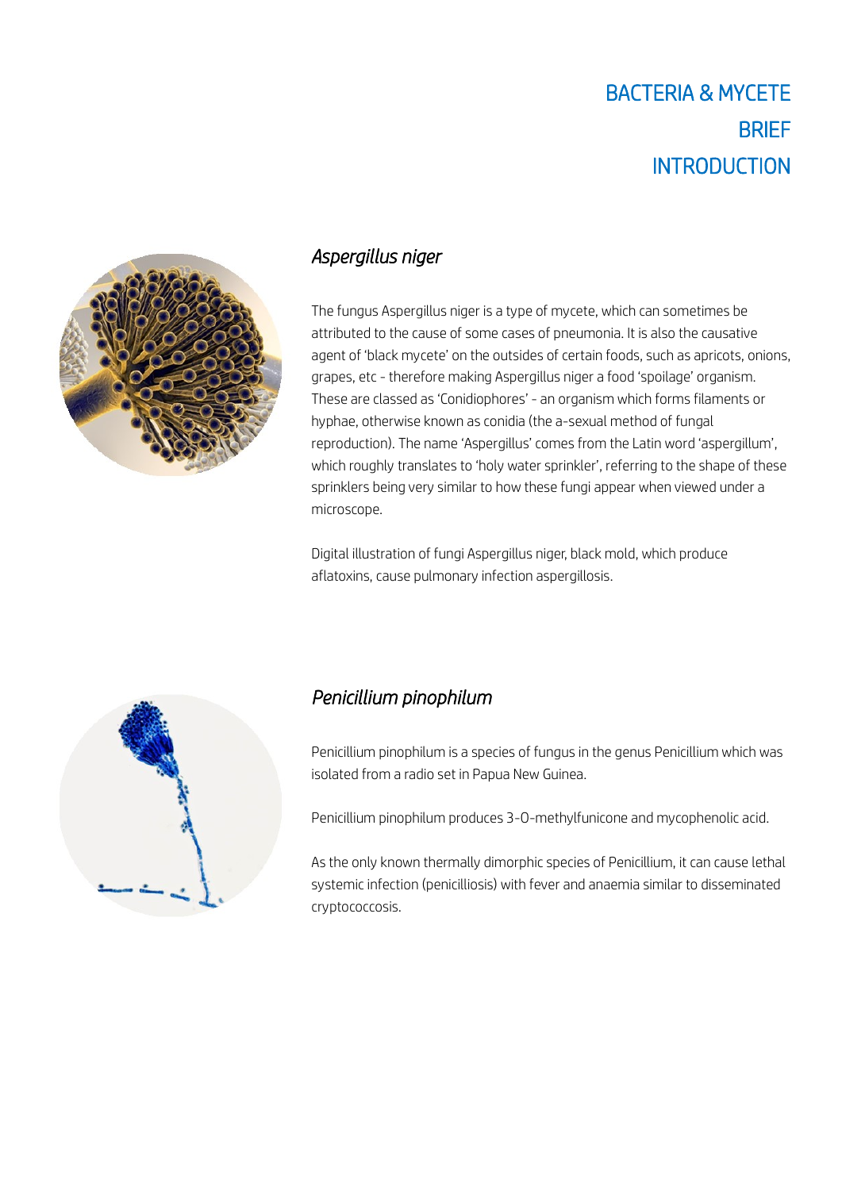# BACTERIA & MYCETE BRIEF INTRODUCTION

## *Aspergillus niger*

The fungus Aspergillus niger is a type of mycete, which can sometimes be attributed to the cause of some cases of pneumonia. It is also the causative agent of 'black mycete' on the outsides of certain foods, such as apricots, onions, grapes, etc - therefore making Aspergillus niger a food 'spoilage' organism. These are classed as 'Conidiophores' - an organism which forms filaments or hyphae, otherwise known as conidia (the a-sexual method of fungal reproduction). The name 'Aspergillus' comes from the Latin word 'aspergillum', which roughly translates to 'holy water sprinkler', referring to the shape of these sprinklers being very similar to how these fungi appear when viewed under a microscope.

Digital illustration of fungi Aspergillus niger, black mold, which produce aflatoxins, cause pulmonary infection aspergillosis.

## *Penicillium pinophilum*

Penicillium pinophilum is a species of fungus in the genus Penicillium which was isolated from a radio set in Papua New Guinea.

Penicillium pinophilum produces 3-O-methylfunicone and mycophenolic acid.

As the only known thermally dimorphic species of Penicillium, it can cause lethal systemic infection (penicilliosis) with fever and anaemia similar to disseminated cryptococcosis.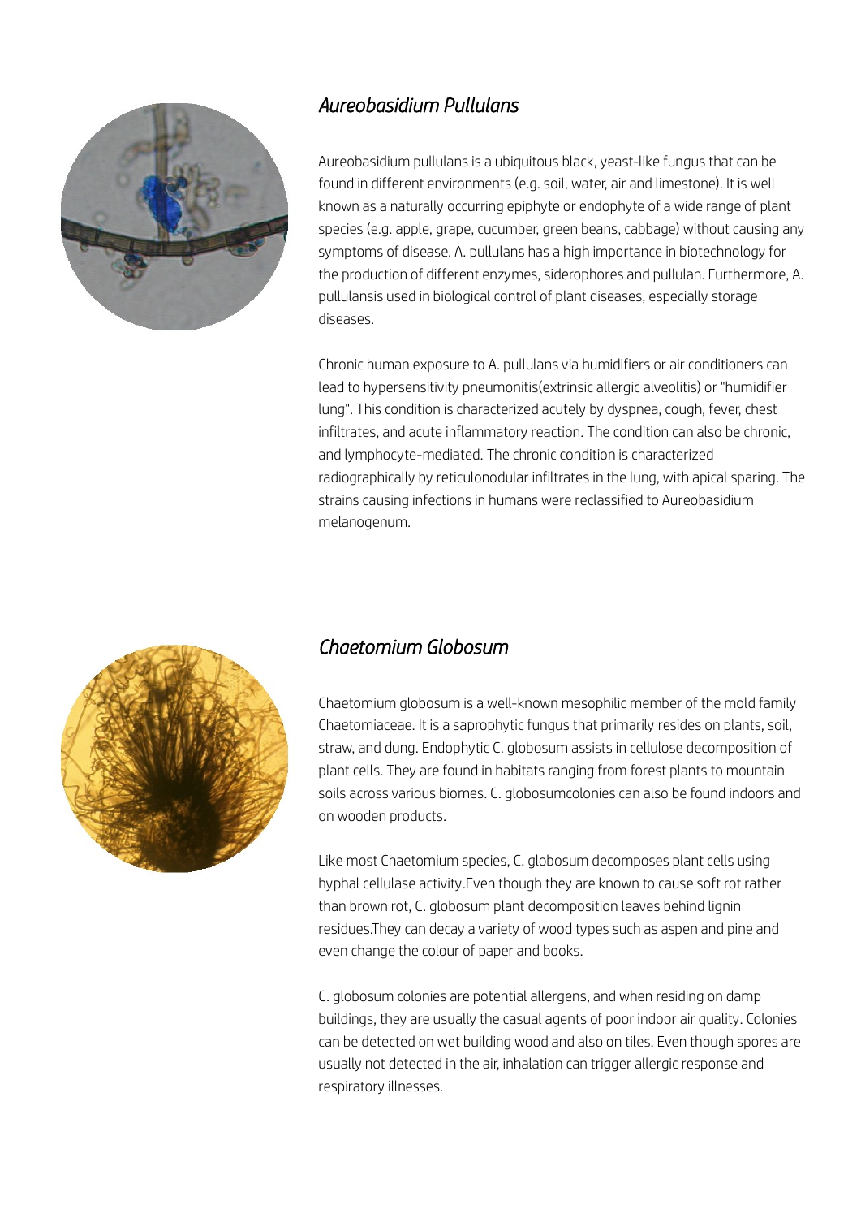## *Aureobasidium Pullulans*

Aureobasidium pullulans is a ubiquitous black, yeast-like fungus that can be found in different environments (e.g. soil, water, air and limestone). It is well known as a naturally occurring epiphyte or endophyte of a wide range of plant species (e.g. apple, grape, cucumber, green beans, cabbage) without causing any symptoms of disease. A. pullulans has a high importance in biotechnology for the production of different enzymes, siderophores and pullulan. Furthermore, A. pullulansis used in biological control of plant diseases, especially storage diseases.

Chronic human exposure to A. pullulans via humidifiers or air conditioners can lead to hypersensitivity pneumonitis(extrinsic allergic alveolitis) or "humidifier lung". This condition is characterized acutely by dyspnea, cough, fever, chest infiltrates, and acute inflammatory reaction. The condition can also be chronic, and lymphocyte-mediated. The chronic condition is characterized radiographically by reticulonodular infiltrates in the lung, with apical sparing. The strains causing infections in humans were reclassified to Aureobasidium melanogenum.

## *Chaetomium Globosum*

Chaetomium globosum is a well-known mesophilic member of the mold family Chaetomiaceae. It is a saprophytic fungus that primarily resides on plants, soil, straw, and dung. Endophytic C. globosum assists in cellulose decomposition of plant cells. They are found in habitats ranging from forest plants to mountain soils across various biomes. C. globosumcolonies can also be found indoors and on wooden products.

Like most Chaetomium species, C. globosum decomposes plant cells using hyphal cellulase activity.Even though they are known to cause soft rot rather than brown rot, C. globosum plant decomposition leaves behind lignin residues.They can decay a variety of wood types such as aspen and pine and even change the colour of paper and books.

C. globosum colonies are potential allergens, and when residing on damp buildings, they are usually the casual agents of poor indoor air quality. Colonies can be detected on wet building wood and also on tiles. Even though spores are usually not detected in the air, inhalation can trigger allergic response and respiratory illnesses.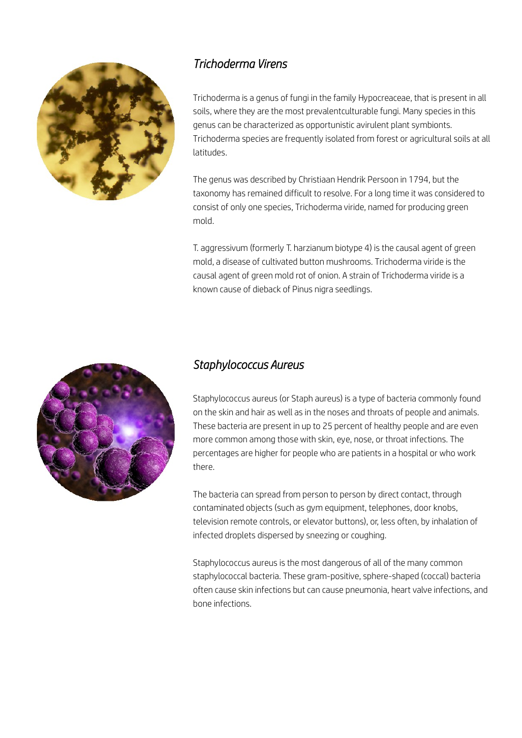## *Trichoderma Virens*

Trichoderma is a genus of fungi in the family Hypocreaceae, that is present in all soils, where they are the most prevalentculturable fungi. Many species in this genus can be characterized as opportunistic avirulent plant symbionts. Trichoderma species are frequently isolated from forest or agricultural soils at all latitudes.

The genus was described by Christiaan Hendrik Persoon in 1794, but the taxonomy has remained difficult to resolve. For a long time it was considered to consist of only one species, Trichoderma viride, named for producing green mold.

T. aggressivum (formerly T. harzianum biotype 4) is the causal agent of green mold, a disease of cultivated button mushrooms. Trichoderma viride is the causal agent of green mold rot of onion. A strain of Trichoderma viride is a known cause of dieback of Pinus nigra seedlings.

## *Staphylococcus Aureus*

Staphylococcus aureus (or Staph aureus) is a type of bacteria commonly found on the skin and hair as well as in the noses and throats of people and animals. These bacteria are present in up to 25 percent of healthy people and are even more common among those with skin, eye, nose, or throat infections. The percentages are higher for people who are patients in a hospital or who work there.

The bacteria can spread from person to person by direct contact, through contaminated objects (such as gym equipment, telephones, door knobs, television remote controls, or elevator buttons), or, less often, by inhalation of infected droplets dispersed by sneezing or coughing.

Staphylococcus aureus is the most dangerous of all of the many common staphylococcal bacteria. These gram-positive, sphere-shaped (coccal) bacteria often cause skin infections but can cause pneumonia, heart valve infections, and bone infections.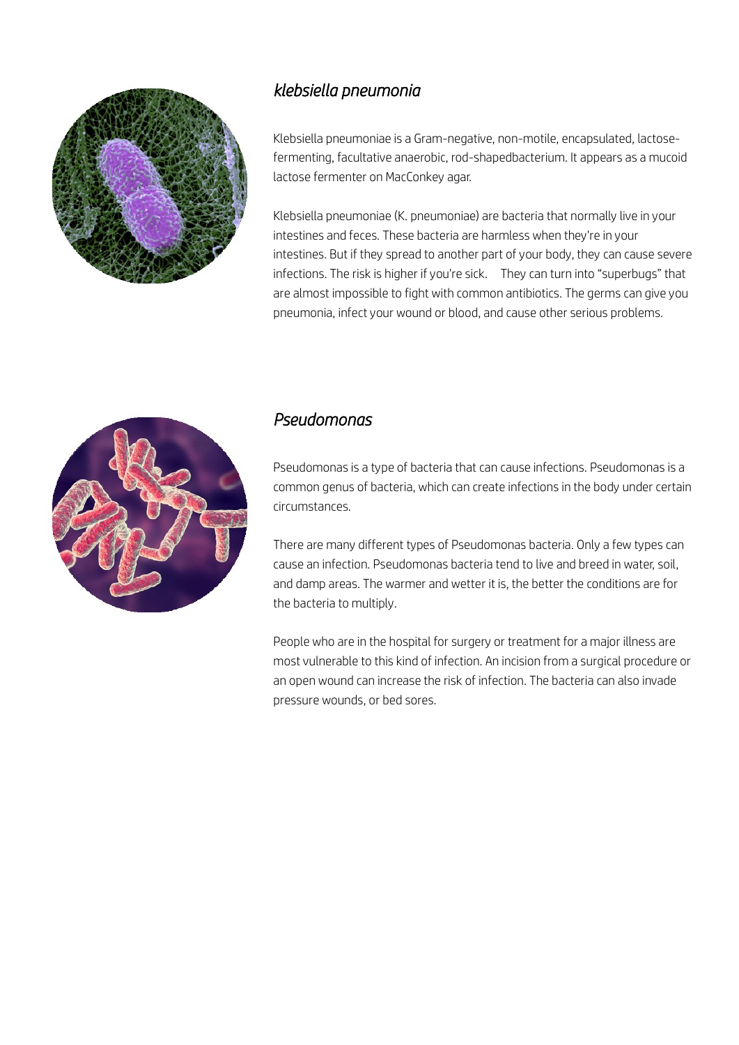## *klebsiella pneumonia*

Klebsiella pneumoniae is a Gram-negative, non-motile, encapsulated, lactose-fermenting, facultative anaerobic, rod-shapedbacterium. It appears as a mucoid lactose fermenter on MacConkey agar.

Klebsiella pneumoniae (K. pneumoniae) are bacteria that normally live in your intestines and feces. These bacteria are harmless when they're in your intestines. But if they spread to another part of your body, they can cause severe infections. The risk is higher if you're sick. They can turn into "superbugs" that are almost impossible to fight with common antibiotics. The germs can give you pneumonia, infect your wound or blood, and cause other serious problems.

## *Pseudomonas*

Pseudomonas is a type of bacteria that can cause infections. Pseudomonas is a common genus of bacteria, which can create infections in the body under certain circumstances.

There are many different types of Pseudomonas bacteria. Only a few types can cause an infection. Pseudomonas bacteria tend to live and breed in water, soil, and damp areas. The warmer and wetter it is, the better the conditions are for the bacteria to multiply.

People who are in the hospital for surgery or treatment for a major illness are most vulnerable to this kind of infection. An incision from a surgical procedure or an open wound can increase the risk of infection. The bacteria can also invade pressure wounds, or bed sores.